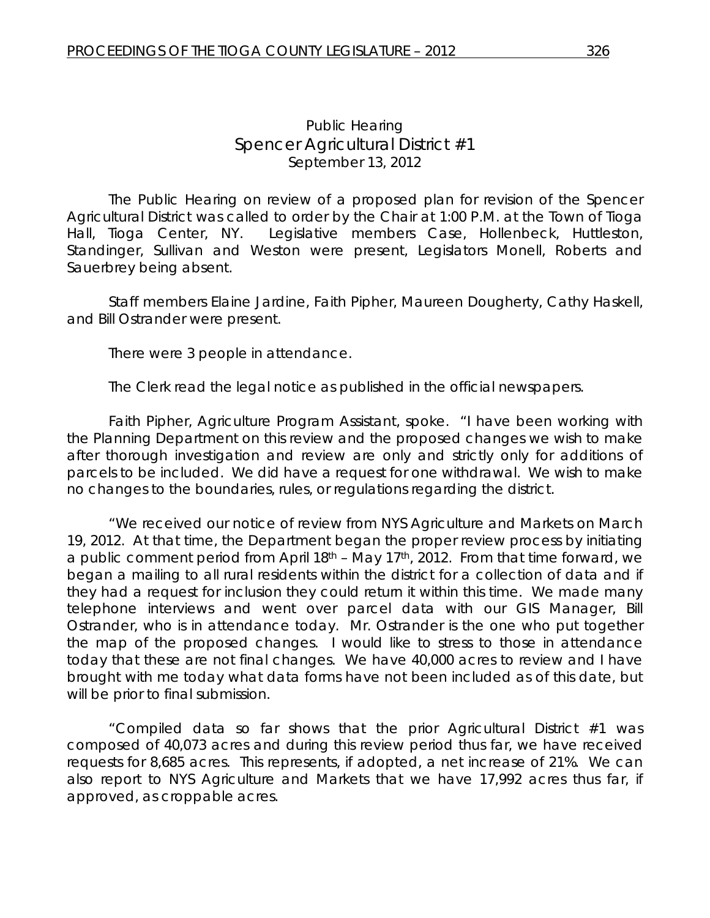# Public Hearing
## Spencer Agricultural District #1
### September 13, 2012

The Public Hearing on review of a proposed plan for revision of the Spencer Agricultural District was called to order by the Chair at 1:00 P.M. at the Town of Tioga Hall, Tioga Center, NY. Legislative members Case, Hollenbeck, Huttleston, Standinger, Sullivan and Weston were present, Legislators Monell, Roberts and Sauerbrey being absent.

Staff members Elaine Jardine, Faith Pipher, Maureen Dougherty, Cathy Haskell, and Bill Ostrander were present.

There were 3 people in attendance.

The Clerk read the legal notice as published in the official newspapers.

Faith Pipher, Agriculture Program Assistant, spoke. "I have been working with the Planning Department on this review and the proposed changes we wish to make after thorough investigation and review are only and strictly only for additions of parcels to be included. We did have a request for one withdrawal. We wish to make no changes to the boundaries, rules, or regulations regarding the district.

"We received our notice of review from NYS Agriculture and Markets on March 19, 2012. At that time, the Department began the proper review process by initiating a public comment period from April 18th – May 17th, 2012. From that time forward, we began a mailing to all rural residents within the district for a collection of data and if they had a request for inclusion they could return it within this time. We made many telephone interviews and went over parcel data with our GIS Manager, Bill Ostrander, who is in attendance today. Mr. Ostrander is the one who put together the map of the proposed changes. I would like to stress to those in attendance today that these are not final changes. We have 40,000 acres to review and I have brought with me today what data forms have not been included as of this date, but will be prior to final submission.

"Compiled data so far shows that the prior Agricultural District #1 was composed of 40,073 acres and during this review period thus far, we have received requests for 8,685 acres. This represents, if adopted, a net increase of 21%. We can also report to NYS Agriculture and Markets that we have 17,992 acres thus far, if approved, as croppable acres.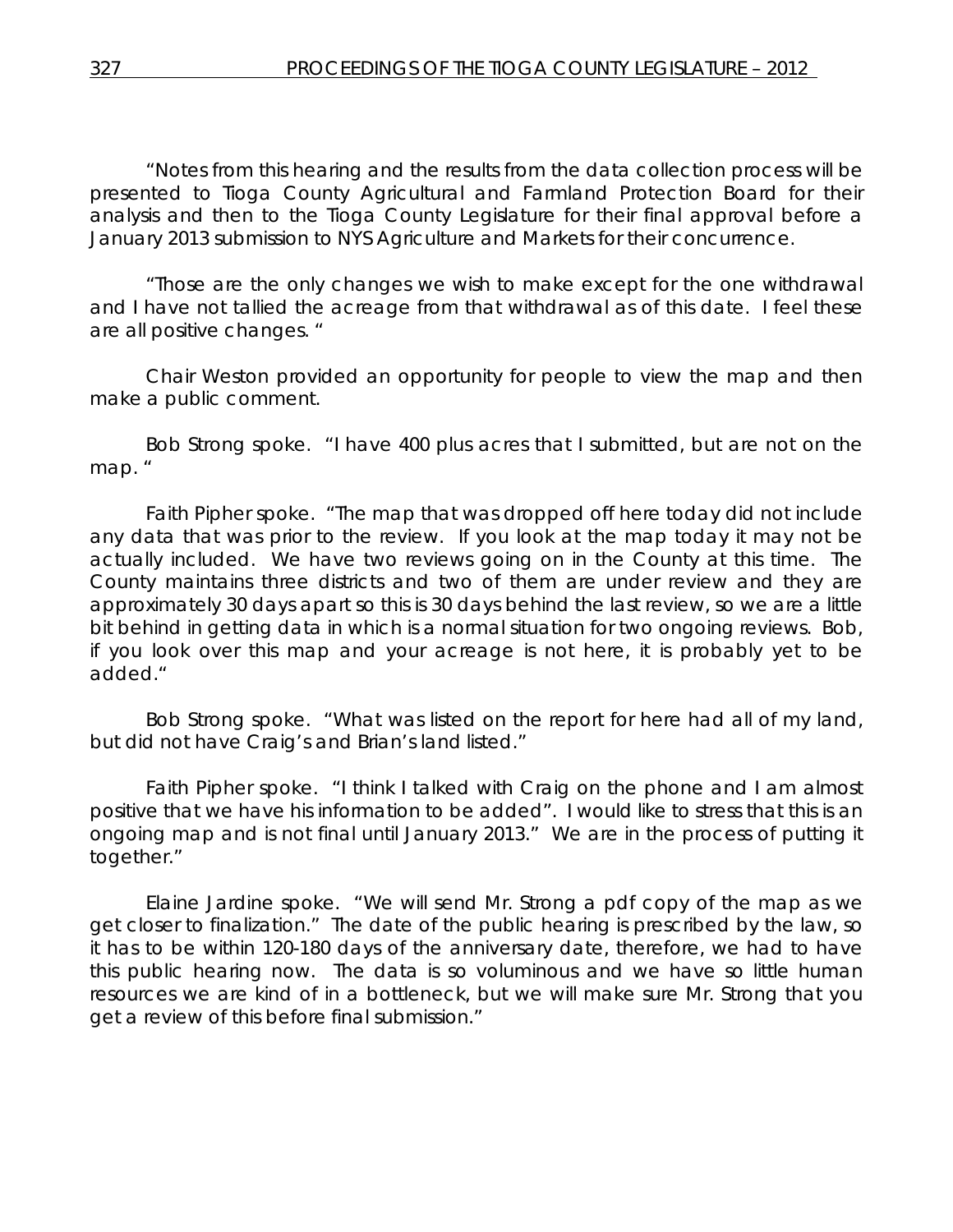"Notes from this hearing and the results from the data collection process will be presented to Tioga County Agricultural and Farmland Protection Board for their analysis and then to the Tioga County Legislature for their final approval before a January 2013 submission to NYS Agriculture and Markets for their concurrence.

"Those are the only changes we wish to make except for the one withdrawal and I have not tallied the acreage from that withdrawal as of this date. I feel these are all positive changes. "

Chair Weston provided an opportunity for people to view the map and then make a public comment.

Bob Strong spoke. "I have 400 plus acres that I submitted, but are not on the map. "

Faith Pipher spoke. "The map that was dropped off here today did not include any data that was prior to the review. If you look at the map today it may not be actually included. We have two reviews going on in the County at this time. The County maintains three districts and two of them are under review and they are approximately 30 days apart so this is 30 days behind the last review, so we are a little bit behind in getting data in which is a normal situation for two ongoing reviews. Bob, if you look over this map and your acreage is not here, it is probably yet to be added."

Bob Strong spoke. "What was listed on the report for here had all of my land, but did not have Craig's and Brian's land listed."

Faith Pipher spoke. "I think I talked with Craig on the phone and I am almost positive that we have his information to be added". I would like to stress that this is an ongoing map and is not final until January 2013." We are in the process of putting it together."

Elaine Jardine spoke. "We will send Mr. Strong a pdf copy of the map as we get closer to finalization." The date of the public hearing is prescribed by the law, so it has to be within 120-180 days of the anniversary date, therefore, we had to have this public hearing now. The data is so voluminous and we have so little human resources we are kind of in a bottleneck, but we will make sure Mr. Strong that you get a review of this before final submission."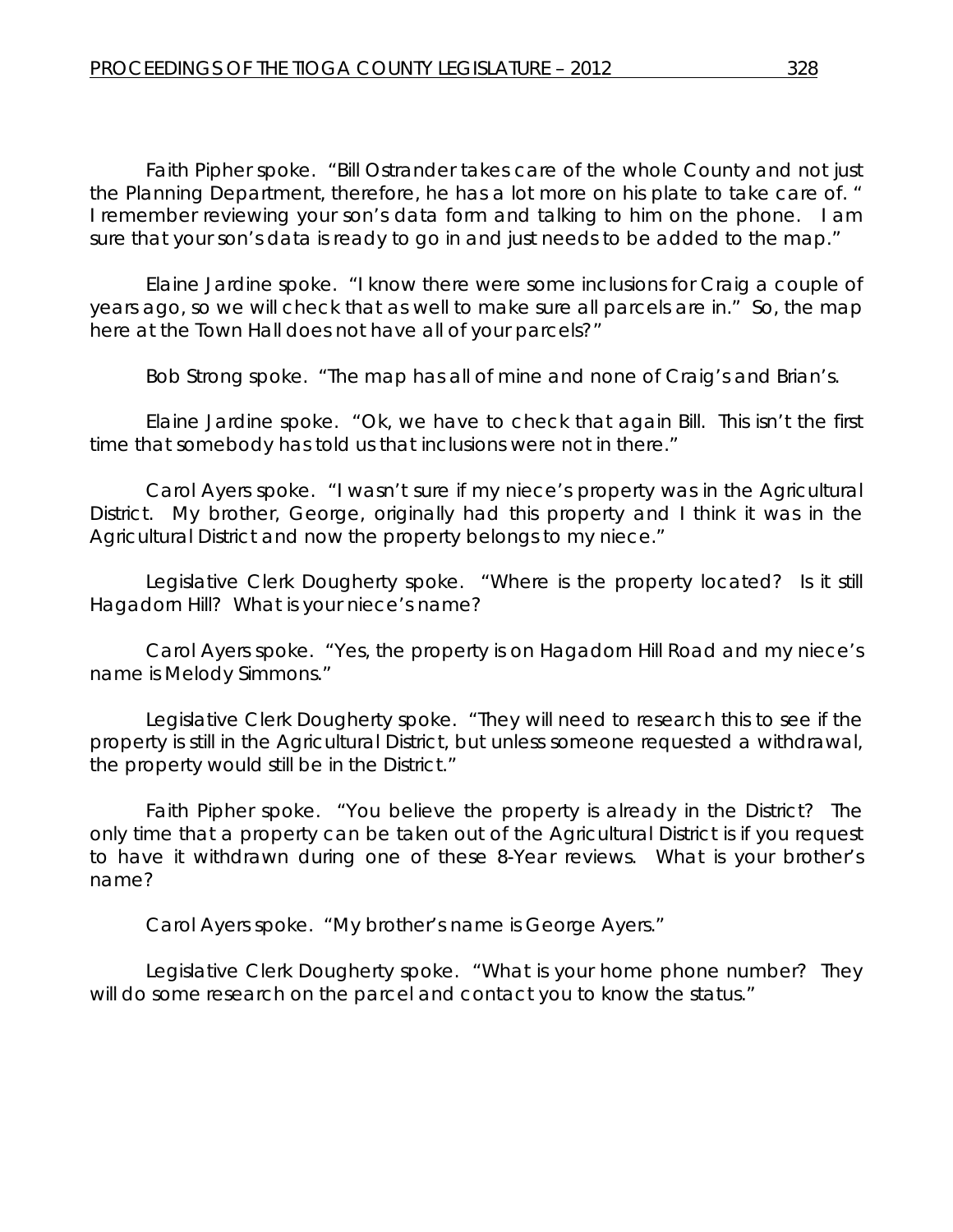Faith Pipher spoke. "Bill Ostrander takes care of the whole County and not just the Planning Department, therefore, he has a lot more on his plate to take care of. " I remember reviewing your son's data form and talking to him on the phone. I am sure that your son's data is ready to go in and just needs to be added to the map."

Elaine Jardine spoke. "I know there were some inclusions for Craig a couple of years ago, so we will check that as well to make sure all parcels are in." So, the map here at the Town Hall does not have all of your parcels?"

Bob Strong spoke. "The map has all of mine and none of Craig's and Brian's.

Elaine Jardine spoke. "Ok, we have to check that again Bill. This isn't the first time that somebody has told us that inclusions were not in there."

Carol Ayers spoke. "I wasn't sure if my niece's property was in the Agricultural District. My brother, George, originally had this property and I think it was in the Agricultural District and now the property belongs to my niece."

Legislative Clerk Dougherty spoke. "Where is the property located? Is it still Hagadorn Hill? What is your niece's name?

Carol Ayers spoke. "Yes, the property is on Hagadorn Hill Road and my niece's name is Melody Simmons."

Legislative Clerk Dougherty spoke. "They will need to research this to see if the property is still in the Agricultural District, but unless someone requested a withdrawal, the property would still be in the District."

Faith Pipher spoke. "You believe the property is already in the District? The only time that a property can be taken out of the Agricultural District is if you request to have it withdrawn during one of these 8-Year reviews. What is your brother's name?

Carol Ayers spoke. "My brother's name is George Ayers."

Legislative Clerk Dougherty spoke. "What is your home phone number? They will do some research on the parcel and contact you to know the status."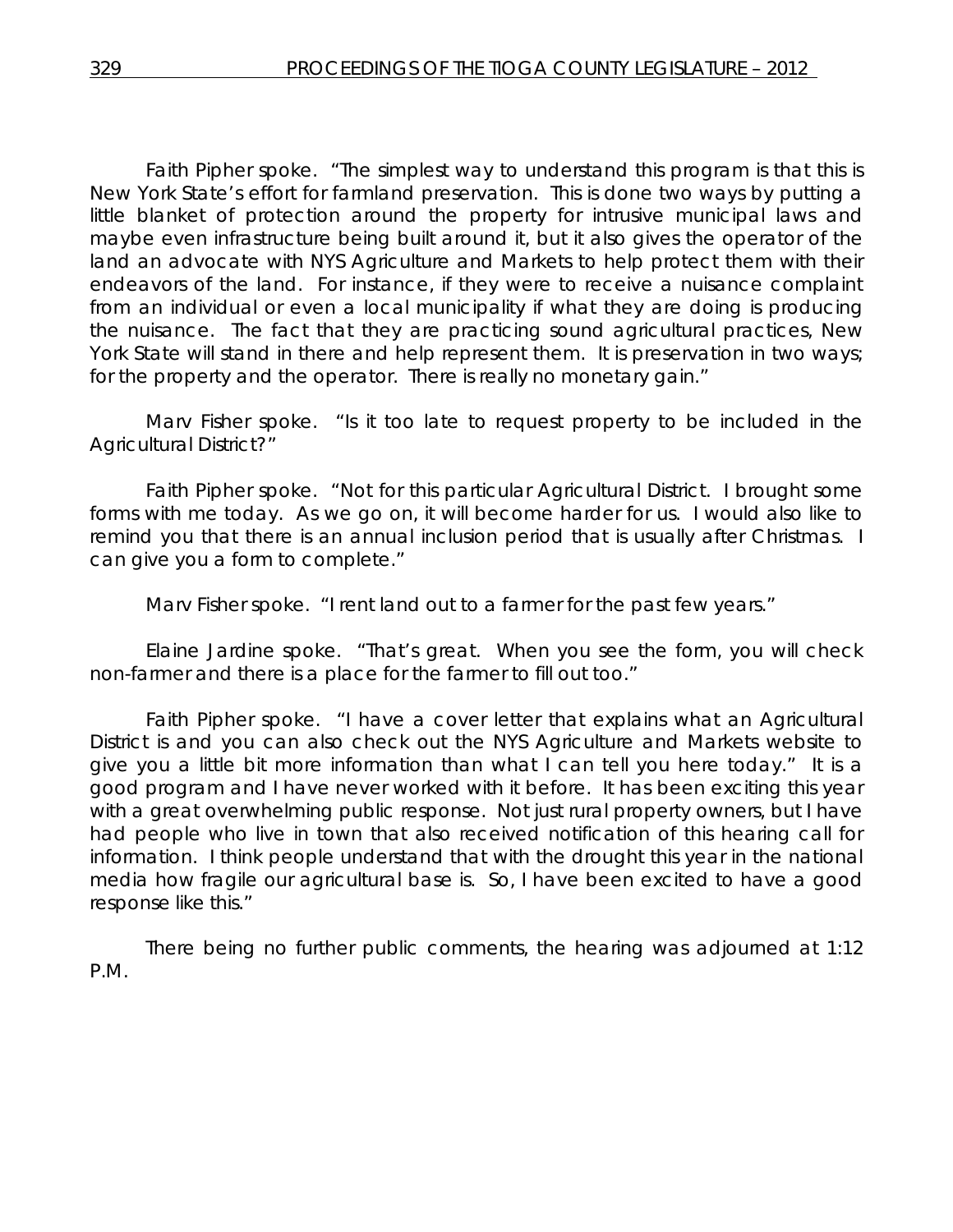Faith Pipher spoke. "The simplest way to understand this program is that this is New York State's effort for farmland preservation. This is done two ways by putting a little blanket of protection around the property for intrusive municipal laws and maybe even infrastructure being built around it, but it also gives the operator of the land an advocate with NYS Agriculture and Markets to help protect them with their endeavors of the land. For instance, if they were to receive a nuisance complaint from an individual or even a local municipality if what they are doing is producing the nuisance. The fact that they are practicing sound agricultural practices, New York State will stand in there and help represent them. It is preservation in two ways; for the property and the operator. There is really no monetary gain."

Marv Fisher spoke. "Is it too late to request property to be included in the Agricultural District?"

Faith Pipher spoke. "Not for this particular Agricultural District. I brought some forms with me today. As we go on, it will become harder for us. I would also like to remind you that there is an annual inclusion period that is usually after Christmas. I can give you a form to complete."

Marv Fisher spoke. "I rent land out to a farmer for the past few years."

Elaine Jardine spoke. "That's great. When you see the form, you will check non-farmer and there is a place for the farmer to fill out too."

Faith Pipher spoke. "I have a cover letter that explains what an Agricultural District is and you can also check out the NYS Agriculture and Markets website to give you a little bit more information than what I can tell you here today." It is a good program and I have never worked with it before. It has been exciting this year with a great overwhelming public response. Not just rural property owners, but I have had people who live in town that also received notification of this hearing call for information. I think people understand that with the drought this year in the national media how fragile our agricultural base is. So, I have been excited to have a good response like this."

There being no further public comments, the hearing was adjourned at 1:12 P.M.